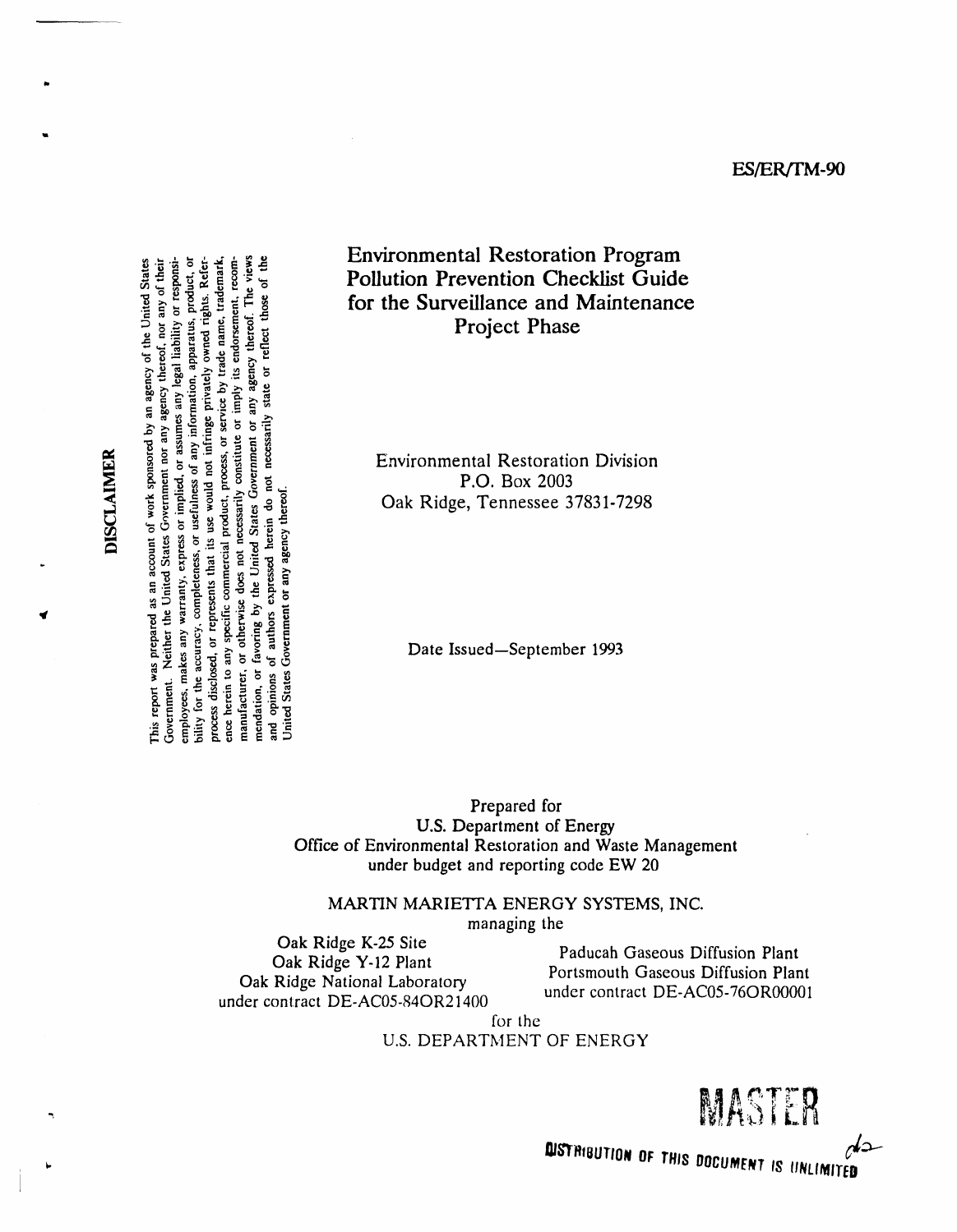ES/ER/TM-90

# Environmental Restoration Program Pollution Prevention Checklist Guide for the Surveillance and Maintenance Project Phase

Environmental Restoration Division
P.O. Box 2003
Oak Ridge, Tennessee 37831-7298

Date Issued—September 1993

**DISCLAIMER**

This report was prepared as an account of work sponsored by an agency of the United States Government. Neither the United States Government nor any agency thereof, nor any of their employees, makes any warranty, express or implied, or assumes any legal liability or responsibility for the accuracy, completeness, or usefulness of any information, apparatus, product, or process disclosed, or represents that its use would not infringe privately owned rights. Reference herein to any specific commercial product, process, or service by trade name, trademark, manufacturer, or otherwise does not necessarily constitute or imply its endorsement, recommendation, or favoring by the United States Government or any agency thereof. The views and opinions of authors expressed herein do not necessarily state or reflect those of the United States Government or any agency thereof.

Prepared for
U.S. Department of Energy
Office of Environmental Restoration and Waste Management
under budget and reporting code EW 20

MARTIN MARIETTA ENERGY SYSTEMS, INC.
managing the

Oak Ridge K-25 Site
Oak Ridge Y-12 Plant
Oak Ridge National Laboratory
under contract DE-AC05-84OR21400

Paducah Gaseous Diffusion Plant
Portsmouth Gaseous Diffusion Plant
under contract DE-AC05-76OR00001

for the
U.S. DEPARTMENT OF ENERGY

MASTER

DISTRIBUTION OF THIS DOCUMENT IS UNLIMITED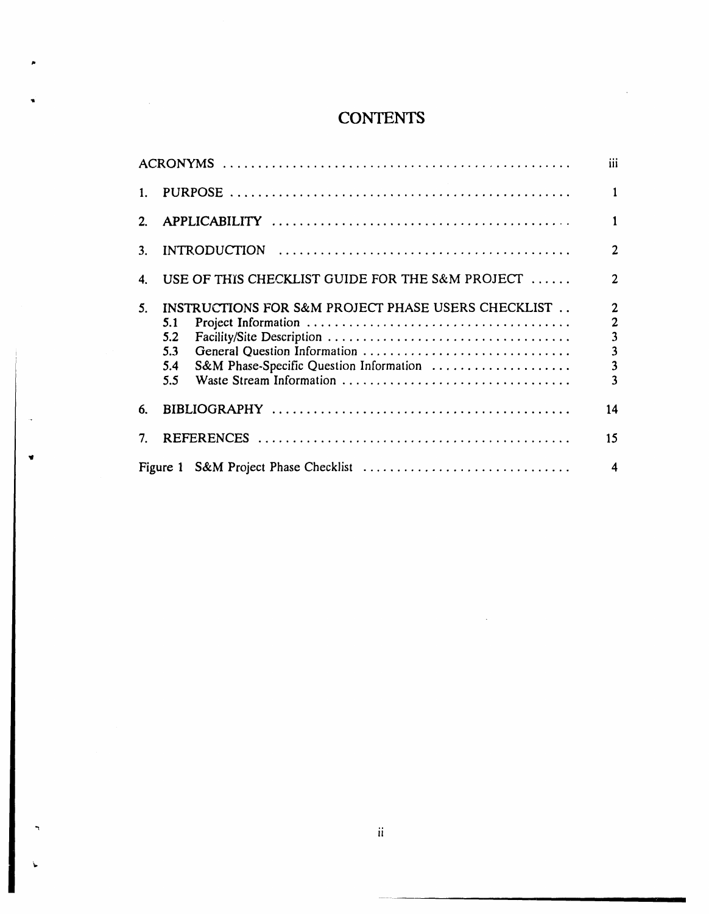# CONTENTS

| | | |
|---|---|---|
| ACRONYMS | | iii |
| 1. | PURPOSE | 1 |
| 2. | APPLICABILITY | 1 |
| 3. | INTRODUCTION | 2 |
| 4. | USE OF THIS CHECKLIST GUIDE FOR THE S&M PROJECT | 2 |
| 5. | INSTRUCTIONS FOR S&M PROJECT PHASE USERS CHECKLIST | 2 |
| | 5.1 Project Information | 2 |
| | 5.2 Facility/Site Description | 3 |
| | 5.3 General Question Information | 3 |
| | 5.4 S&M Phase-Specific Question Information | 3 |
| | 5.5 Waste Stream Information | 3 |
| 6. | BIBLIOGRAPHY | 14 |
| 7. | REFERENCES | 15 |
| Figure 1 | S&M Project Phase Checklist | 4 |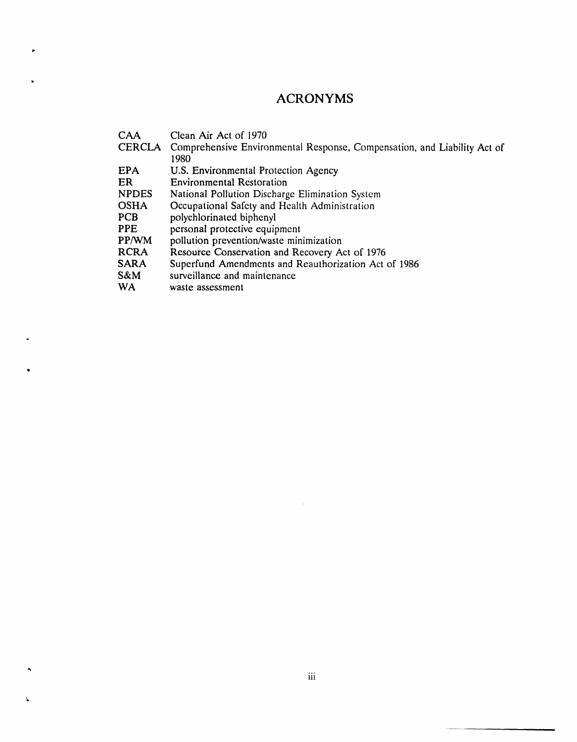# ACRONYMS

| | |
|---|---|
| CAA | Clean Air Act of 1970 |
| CERCLA | Comprehensive Environmental Response, Compensation, and Liability Act of 1980 |
| EPA | U.S. Environmental Protection Agency |
| ER | Environmental Restoration |
| NPDES | National Pollution Discharge Elimination System |
| OSHA | Occupational Safety and Health Administration |
| PCB | polychlorinated biphenyl |
| PPE | personal protective equipment |
| PP/WM | pollution prevention/waste minimization |
| RCRA | Resource Conservation and Recovery Act of 1976 |
| SARA | Superfund Amendments and Reauthorization Act of 1986 |
| S&M | surveillance and maintenance |
| WA | waste assessment |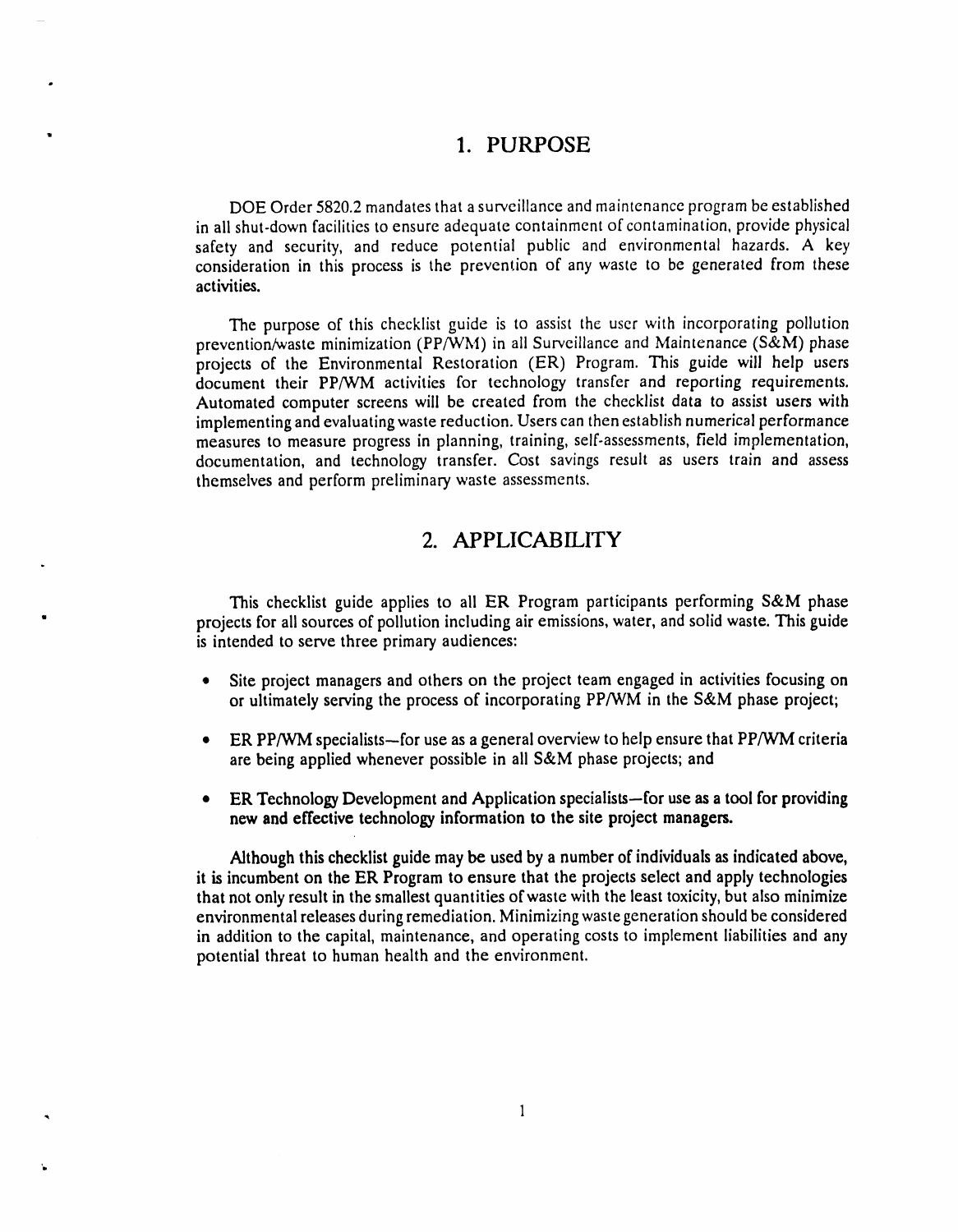# 1. PURPOSE

DOE Order 5820.2 mandates that a surveillance and maintenance program be established in all shut-down facilities to ensure adequate containment of contamination, provide physical safety and security, and reduce potential public and environmental hazards. A key consideration in this process is the prevention of any waste to be generated from these activities.

The purpose of this checklist guide is to assist the user with incorporating pollution prevention/waste minimization (PP/WM) in all Surveillance and Maintenance (S&M) phase projects of the Environmental Restoration (ER) Program. This guide will help users document their PP/WM activities for technology transfer and reporting requirements. Automated computer screens will be created from the checklist data to assist users with implementing and evaluating waste reduction. Users can then establish numerical performance measures to measure progress in planning, training, self-assessments, field implementation, documentation, and technology transfer. Cost savings result as users train and assess themselves and perform preliminary waste assessments.

# 2. APPLICABILITY

This checklist guide applies to all ER Program participants performing S&M phase projects for all sources of pollution including air emissions, water, and solid waste. This guide is intended to serve three primary audiences:

- Site project managers and others on the project team engaged in activities focusing on or ultimately serving the process of incorporating PP/WM in the S&M phase project;
- ER PP/WM specialists—for use as a general overview to help ensure that PP/WM criteria are being applied whenever possible in all S&M phase projects; and
- ER Technology Development and Application specialists—for use as a tool for providing new and effective technology information to the site project managers.

Although this checklist guide may be used by a number of individuals as indicated above, it is incumbent on the ER Program to ensure that the projects select and apply technologies that not only result in the smallest quantities of waste with the least toxicity, but also minimize environmental releases during remediation. Minimizing waste generation should be considered in addition to the capital, maintenance, and operating costs to implement liabilities and any potential threat to human health and the environment.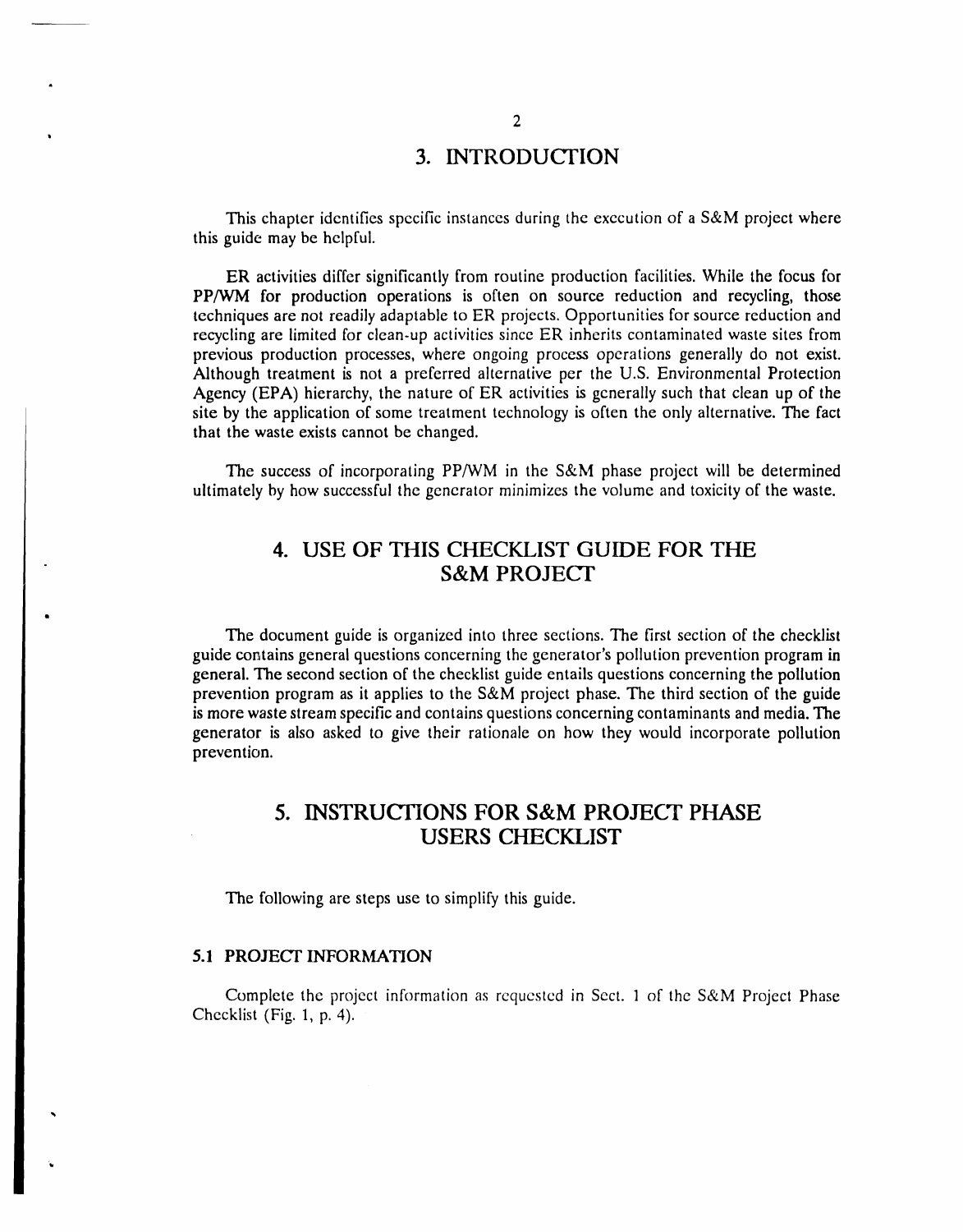# 3. INTRODUCTION

This chapter identifies specific instances during the execution of a S&M project where this guide may be helpful.

ER activities differ significantly from routine production facilities. While the focus for PP/WM for production operations is often on source reduction and recycling, those techniques are not readily adaptable to ER projects. Opportunities for source reduction and recycling are limited for clean-up activities since ER inherits contaminated waste sites from previous production processes, where ongoing process operations generally do not exist. Although treatment is not a preferred alternative per the U.S. Environmental Protection Agency (EPA) hierarchy, the nature of ER activities is generally such that clean up of the site by the application of some treatment technology is often the only alternative. The fact that the waste exists cannot be changed.

The success of incorporating PP/WM in the S&M phase project will be determined ultimately by how successful the generator minimizes the volume and toxicity of the waste.

# 4. USE OF THIS CHECKLIST GUIDE FOR THE S&M PROJECT

The document guide is organized into three sections. The first section of the checklist guide contains general questions concerning the generator's pollution prevention program in general. The second section of the checklist guide entails questions concerning the pollution prevention program as it applies to the S&M project phase. The third section of the guide is more waste stream specific and contains questions concerning contaminants and media. The generator is also asked to give their rationale on how they would incorporate pollution prevention.

# 5. INSTRUCTIONS FOR S&M PROJECT PHASE USERS CHECKLIST

The following are steps use to simplify this guide.

## 5.1 PROJECT INFORMATION

Complete the project information as requested in Sect. 1 of the S&M Project Phase Checklist (Fig. 1, p. 4).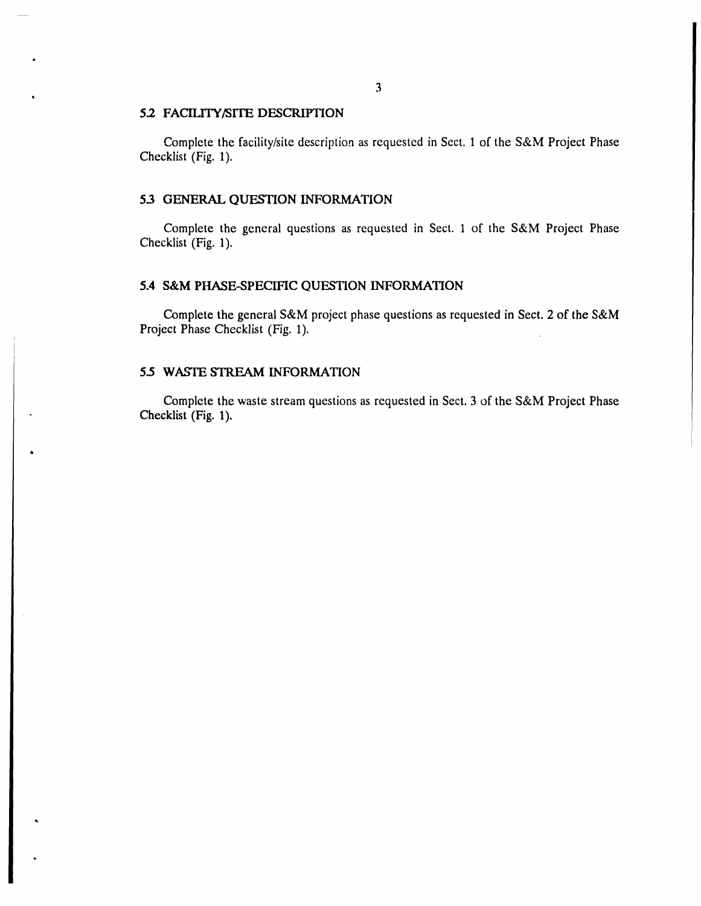## 5.2 FACILITY/SITE DESCRIPTION

Complete the facility/site description as requested in Sect. 1 of the S&M Project Phase Checklist (Fig. 1).

## 5.3 GENERAL QUESTION INFORMATION

Complete the general questions as requested in Sect. 1 of the S&M Project Phase Checklist (Fig. 1).

## 5.4 S&M PHASE-SPECIFIC QUESTION INFORMATION

Complete the general S&M project phase questions as requested in Sect. 2 of the S&M Project Phase Checklist (Fig. 1).

## 5.5 WASTE STREAM INFORMATION

Complete the waste stream questions as requested in Sect. 3 of the S&M Project Phase Checklist (Fig. 1).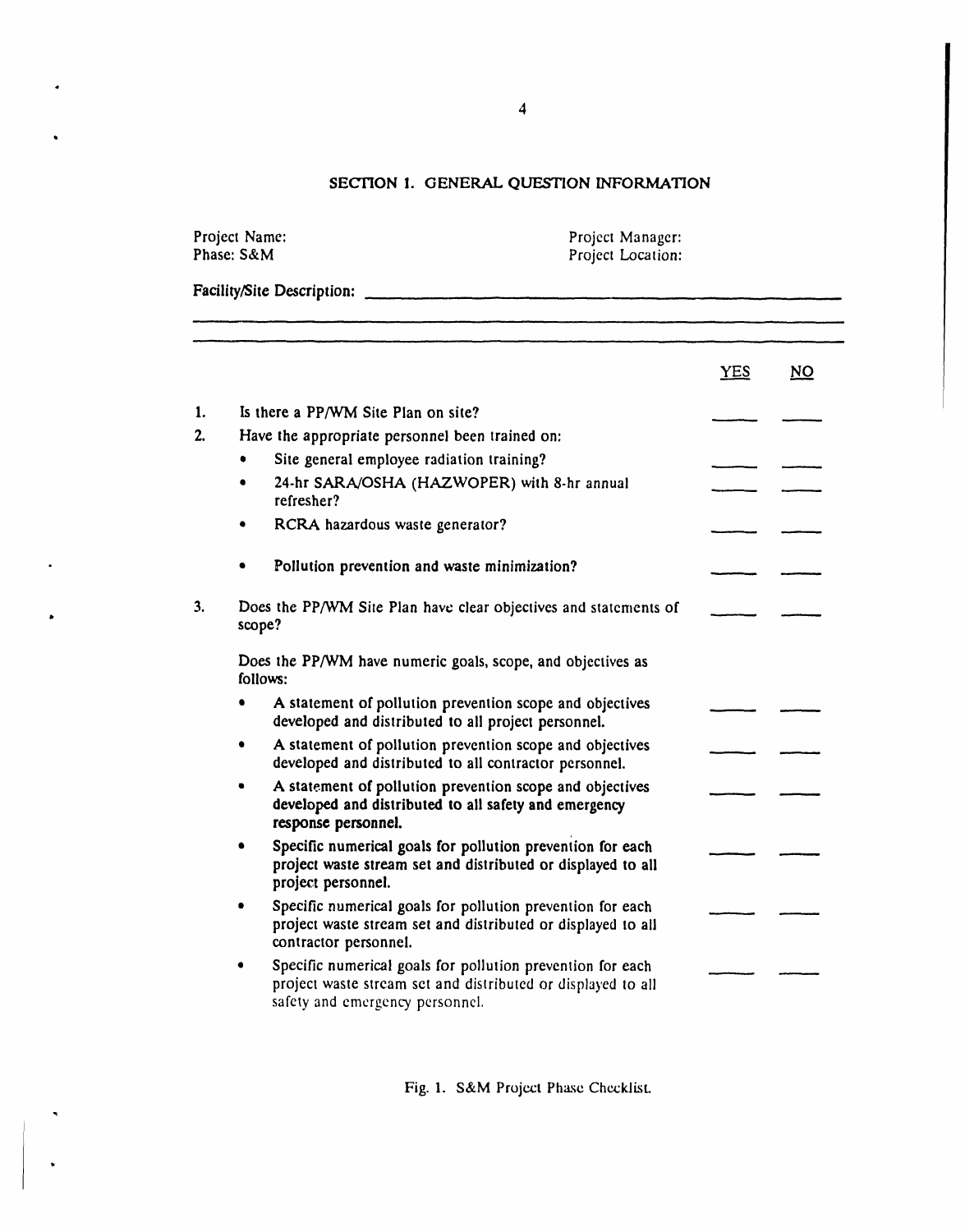## SECTION 1. GENERAL QUESTION INFORMATION

Project Name:
Phase: S&M

Project Manager:
Project Location:

Facility/Site Description: \_\_\_\_\_\_\_\_\_\_\_\_\_\_\_\_\_\_\_\_\_\_\_\_\_\_\_\_\_\_\_\_\_\_\_\_\_\_\_\_

| | | YES | NO |
|---|---|---|---|
| 1. | Is there a PP/WM Site Plan on site? | \_\_\_\_ | \_\_\_\_ |
| 2. | Have the appropriate personnel been trained on: | | |
| | • Site general employee radiation training? | \_\_\_\_ | \_\_\_\_ |
| | • 24-hr SARA/OSHA (HAZWOPER) with 8-hr annual refresher? | \_\_\_\_ | \_\_\_\_ |
| | • RCRA hazardous waste generator? | \_\_\_\_ | \_\_\_\_ |
| | • Pollution prevention and waste minimization? | \_\_\_\_ | \_\_\_\_ |
| 3. | Does the PP/WM Site Plan have clear objectives and statements of scope? | \_\_\_\_ | \_\_\_\_ |
| | Does the PP/WM have numeric goals, scope, and objectives as follows: | | |
| | • A statement of pollution prevention scope and objectives developed and distributed to all project personnel. | \_\_\_\_ | \_\_\_\_ |
| | • A statement of pollution prevention scope and objectives developed and distributed to all contractor personnel. | \_\_\_\_ | \_\_\_\_ |
| | • A statement of pollution prevention scope and objectives developed and distributed to all safety and emergency response personnel. | \_\_\_\_ | \_\_\_\_ |
| | • Specific numerical goals for pollution prevention for each project waste stream set and distributed or displayed to all project personnel. | \_\_\_\_ | \_\_\_\_ |
| | • Specific numerical goals for pollution prevention for each project waste stream set and distributed or displayed to all contractor personnel. | \_\_\_\_ | \_\_\_\_ |
| | • Specific numerical goals for pollution prevention for each project waste stream set and distributed or displayed to all safety and emergency personnel. | \_\_\_\_ | \_\_\_\_ |

Fig. 1. S&M Project Phase Checklist.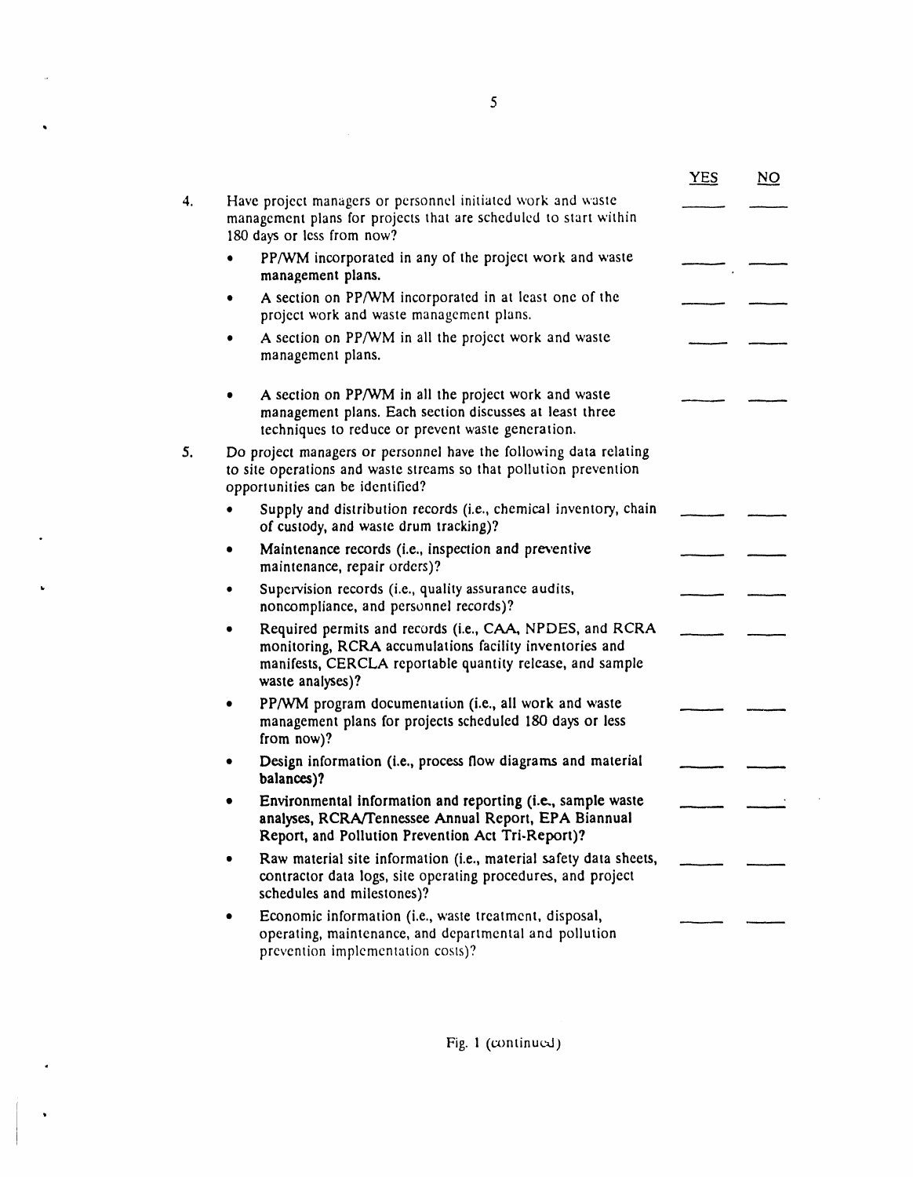| | | YES | NO |
|---|---|---|---|
| 4. | Have project managers or personnel initiated work and waste management plans for projects that are scheduled to start within 180 days or less from now? | \_\_\_\_ | \_\_\_\_ |
| | • PP/WM incorporated in any of the project work and waste management plans. | \_\_\_\_ | \_\_\_\_ |
| | • A section on PP/WM incorporated in at least one of the project work and waste management plans. | \_\_\_\_ | \_\_\_\_ |
| | • A section on PP/WM in all the project work and waste management plans. | \_\_\_\_ | \_\_\_\_ |
| | • A section on PP/WM in all the project work and waste management plans. Each section discusses at least three techniques to reduce or prevent waste generation. | \_\_\_\_ | \_\_\_\_ |
| 5. | Do project managers or personnel have the following data relating to site operations and waste streams so that pollution prevention opportunities can be identified? | | |
| | • Supply and distribution records (i.e., chemical inventory, chain of custody, and waste drum tracking)? | \_\_\_\_ | \_\_\_\_ |
| | • Maintenance records (i.e., inspection and preventive maintenance, repair orders)? | \_\_\_\_ | \_\_\_\_ |
| | • Supervision records (i.e., quality assurance audits, noncompliance, and personnel records)? | \_\_\_\_ | \_\_\_\_ |
| | • Required permits and records (i.e., CAA, NPDES, and RCRA monitoring, RCRA accumulations facility inventories and manifests, CERCLA reportable quantity release, and sample waste analyses)? | \_\_\_\_ | \_\_\_\_ |
| | • PP/WM program documentation (i.e., all work and waste management plans for projects scheduled 180 days or less from now)? | \_\_\_\_ | \_\_\_\_ |
| | • Design information (i.e., process flow diagrams and material balances)? | \_\_\_\_ | \_\_\_\_ |
| | • Environmental information and reporting (i.e., sample waste analyses, RCRA/Tennessee Annual Report, EPA Biannual Report, and Pollution Prevention Act Tri-Report)? | \_\_\_\_ | \_\_\_\_ |
| | • Raw material site information (i.e., material safety data sheets, contractor data logs, site operating procedures, and project schedules and milestones)? | \_\_\_\_ | \_\_\_\_ |
| | • Economic information (i.e., waste treatment, disposal, operating, maintenance, and departmental and pollution prevention implementation costs)? | \_\_\_\_ | \_\_\_\_ |

Fig. 1 (continued)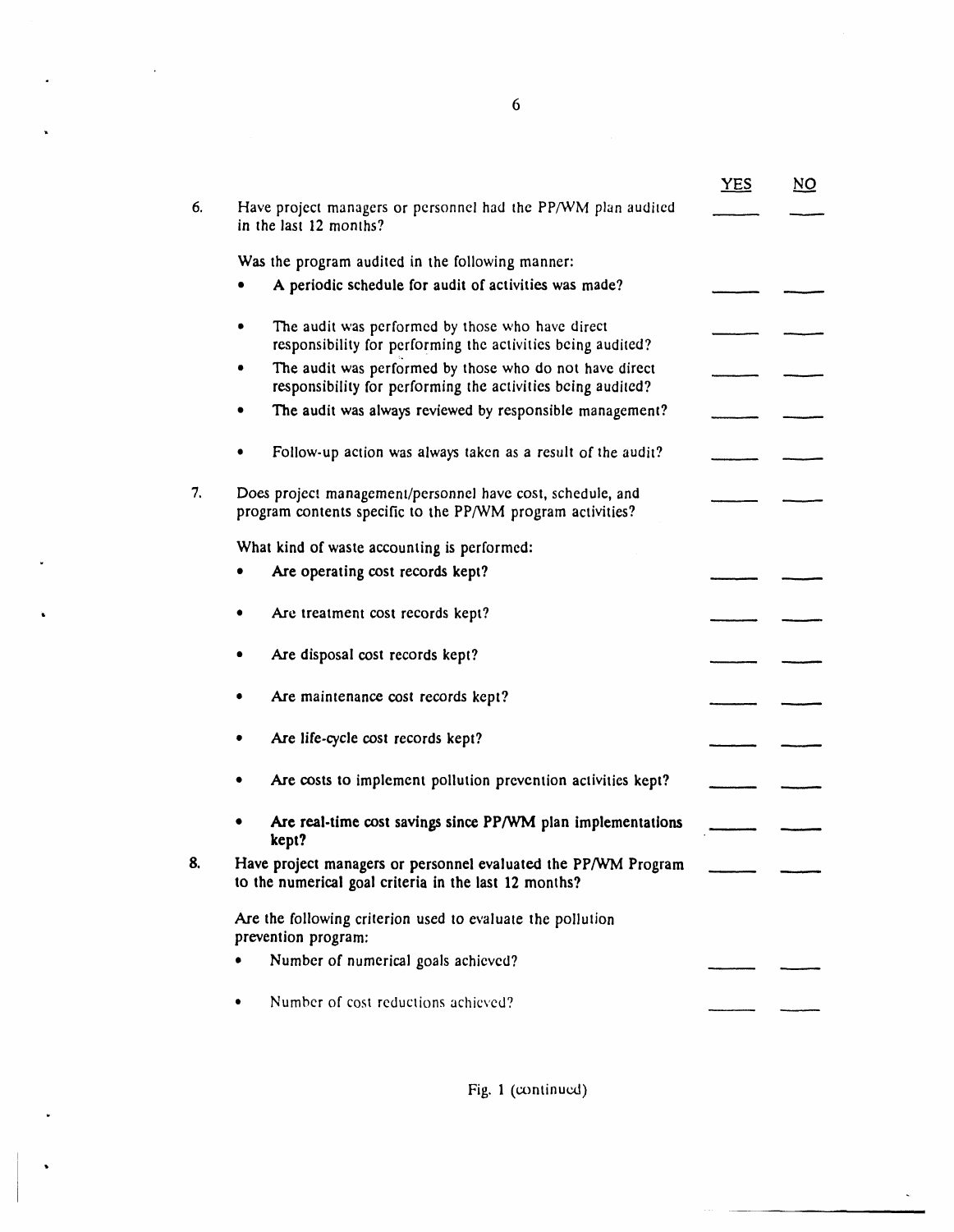| | | YES | NO |
|---|---|---|---|
| 6. | Have project managers or personnel had the PP/WM plan audited in the last 12 months? | ____ | ____ |
| | Was the program audited in the following manner: | | |
| | • A periodic schedule for audit of activities was made? | ____ | ____ |
| | • The audit was performed by those who have direct responsibility for performing the activities being audited? | ____ | ____ |
| | • The audit was performed by those who do not have direct responsibility for performing the activities being audited? | ____ | ____ |
| | • The audit was always reviewed by responsible management? | ____ | ____ |
| | • Follow-up action was always taken as a result of the audit? | ____ | ____ |
| 7. | Does project management/personnel have cost, schedule, and program contents specific to the PP/WM program activities? | ____ | ____ |
| | What kind of waste accounting is performed: | | |
| | • Are operating cost records kept? | ____ | ____ |
| | • Are treatment cost records kept? | ____ | ____ |
| | • Are disposal cost records kept? | ____ | ____ |
| | • Are maintenance cost records kept? | ____ | ____ |
| | • Are life-cycle cost records kept? | ____ | ____ |
| | • Are costs to implement pollution prevention activities kept? | ____ | ____ |
| | • Are real-time cost savings since PP/WM plan implementations kept? | ____ | ____ |
| 8. | Have project managers or personnel evaluated the PP/WM Program to the numerical goal criteria in the last 12 months? | ____ | ____ |
| | Are the following criterion used to evaluate the pollution prevention program: | | |
| | • Number of numerical goals achieved? | ____ | ____ |
| | • Number of cost reductions achieved? | ____ | ____ |

Fig. 1 (continued)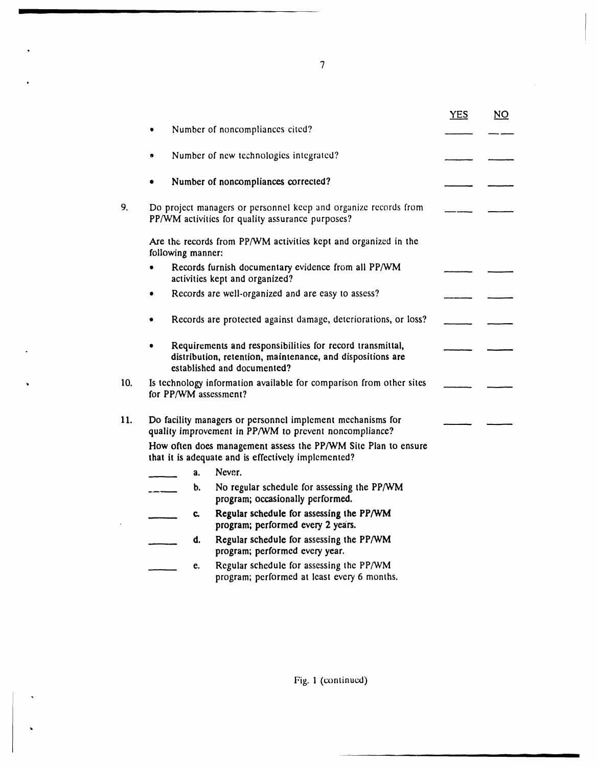| | YES | NO |
|---|---|---|
| • Number of noncompliances cited? | ____ | ____ |
| • Number of new technologies integrated? | ____ | ____ |
| • Number of noncompliances corrected? | ____ | ____ |

9. Do project managers or personnel keep and organize records from PP/WM activities for quality assurance purposes? ____ ____

   Are the records from PP/WM activities kept and organized in the following manner:

   - Records furnish documentary evidence from all PP/WM activities kept and organized? ____ ____
   - Records are well-organized and are easy to assess? ____ ____
   - Records are protected against damage, deteriorations, or loss? ____ ____
   - Requirements and responsibilities for record transmittal, distribution, retention, maintenance, and dispositions are established and documented? ____ ____

10. Is technology information available for comparison from other sites for PP/WM assessment? ____ ____

11. Do facility managers or personnel implement mechanisms for quality improvement in PP/WM to prevent noncompliance? ____ ____

    How often does management assess the PP/WM Site Plan to ensure that it is adequate and is effectively implemented?

    ____ a. Never.

    ____ b. No regular schedule for assessing the PP/WM program; occasionally performed.

    ____ c. Regular schedule for assessing the PP/WM program; performed every 2 years.

    ____ d. Regular schedule for assessing the PP/WM program; performed every year.

    ____ e. Regular schedule for assessing the PP/WM program; performed at least every 6 months.

Fig. 1 (continued)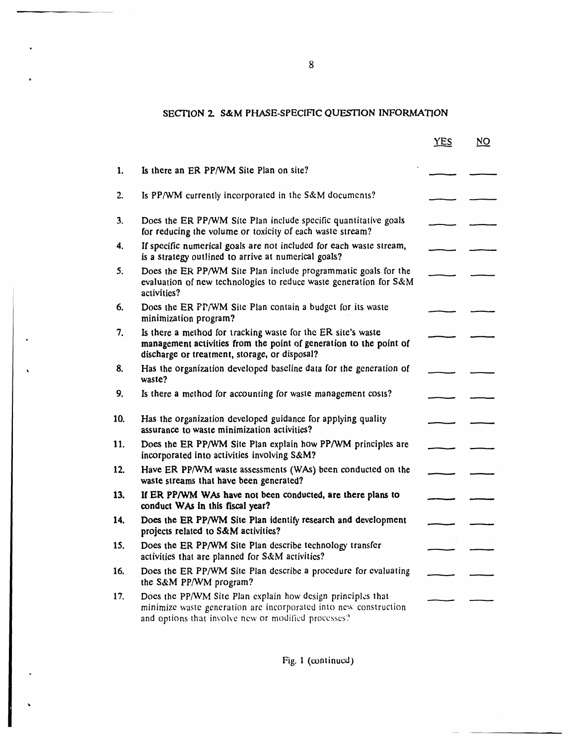## SECTION 2. S&M PHASE-SPECIFIC QUESTION INFORMATION

| | | YES | NO |
|---|---|---|---|
| 1. | Is there an ER PP/WM Site Plan on site? | ____ | ____ |
| 2. | Is PP/WM currently incorporated in the S&M documents? | ____ | ____ |
| 3. | Does the ER PP/WM Site Plan include specific quantitative goals for reducing the volume or toxicity of each waste stream? | ____ | ____ |
| 4. | If specific numerical goals are not included for each waste stream, is a strategy outlined to arrive at numerical goals? | ____ | ____ |
| 5. | Does the ER PP/WM Site Plan include programmatic goals for the evaluation of new technologies to reduce waste generation for S&M activities? | ____ | ____ |
| 6. | Does the ER PP/WM Site Plan contain a budget for its waste minimization program? | ____ | ____ |
| 7. | Is there a method for tracking waste for the ER site's waste management activities from the point of generation to the point of discharge or treatment, storage, or disposal? | ____ | ____ |
| 8. | Has the organization developed baseline data for the generation of waste? | ____ | ____ |
| 9. | Is there a method for accounting for waste management costs? | ____ | ____ |
| 10. | Has the organization developed guidance for applying quality assurance to waste minimization activities? | ____ | ____ |
| 11. | Does the ER PP/WM Site Plan explain how PP/WM principles are incorporated into activities involving S&M? | ____ | ____ |
| 12. | Have ER PP/WM waste assessments (WAs) been conducted on the waste streams that have been generated? | ____ | ____ |
| 13. | If ER PP/WM WAs have not been conducted, are there plans to conduct WAs in this fiscal year? | ____ | ____ |
| 14. | Does the ER PP/WM Site Plan identify research and development projects related to S&M activities? | ____ | ____ |
| 15. | Does the ER PP/WM Site Plan describe technology transfer activities that are planned for S&M activities? | ____ | ____ |
| 16. | Does the ER PP/WM Site Plan describe a procedure for evaluating the S&M PP/WM program? | ____ | ____ |
| 17. | Does the PP/WM Site Plan explain how design principles that minimize waste generation are incorporated into new construction and options that involve new or modified processes? | ____ | ____ |

Fig. 1 (continued)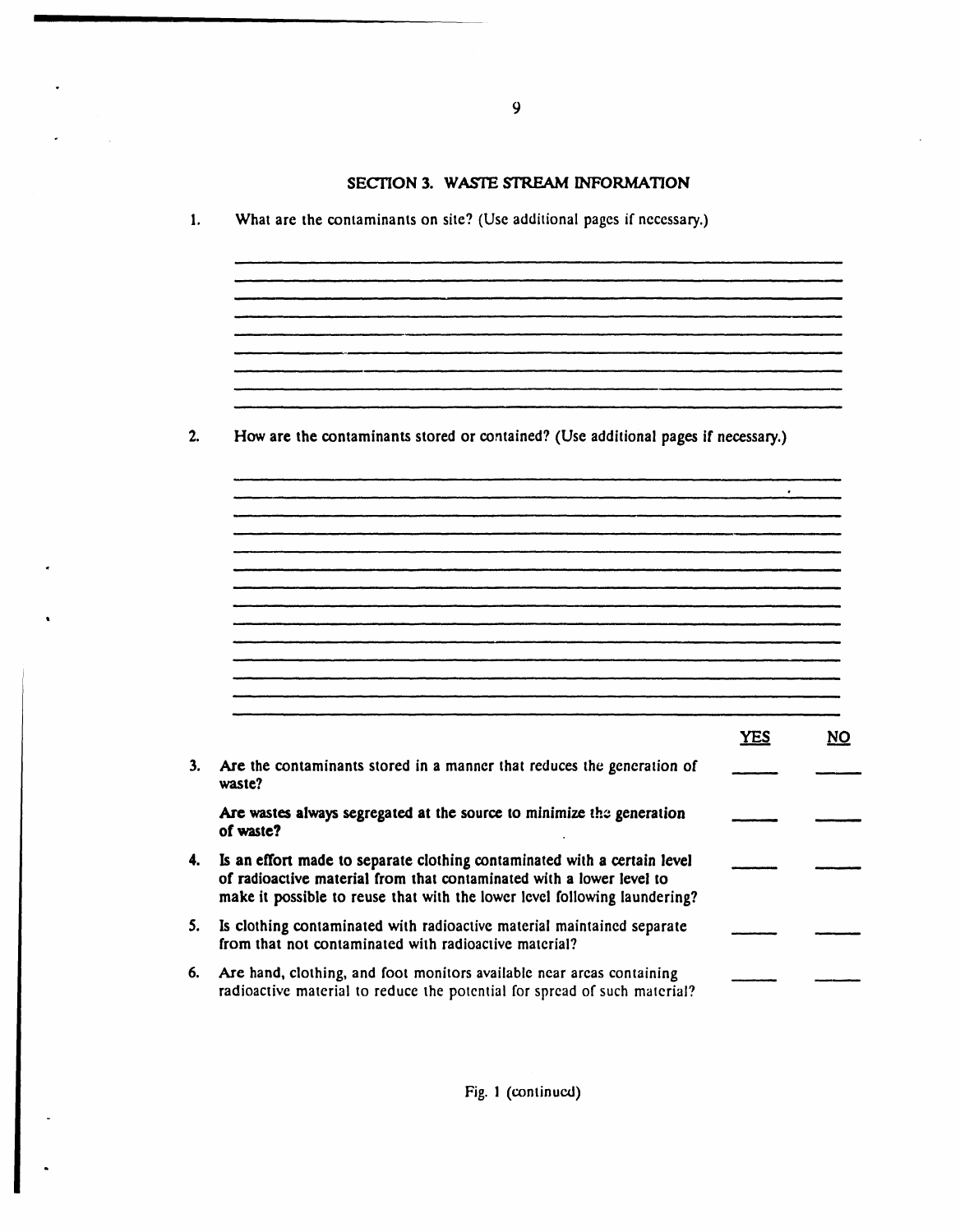## SECTION 3. WASTE STREAM INFORMATION

1. What are the contaminants on site? (Use additional pages if necessary.)

______________________________________________________________________
______________________________________________________________________
______________________________________________________________________
______________________________________________________________________
______________________________________________________________________
______________________________________________________________________
______________________________________________________________________
______________________________________________________________________
______________________________________________________________________
______________________________________________________________________

2. How are the contaminants stored or contained? (Use additional pages if necessary.)

______________________________________________________________________
______________________________________________________________________
______________________________________________________________________
______________________________________________________________________
______________________________________________________________________
______________________________________________________________________
______________________________________________________________________
______________________________________________________________________
______________________________________________________________________
______________________________________________________________________
______________________________________________________________________
______________________________________________________________________
______________________________________________________________________
______________________________________________________________________

| | | YES | NO |
|---|---|---|---|
| 3. | Are the contaminants stored in a manner that reduces the generation of waste? | ____ | ____ |
| | **Are wastes always segregated at the source to minimize the generation of waste?** | ____ | ____ |
| 4. | **Is an effort made to separate clothing contaminated with a certain level of radioactive material from that contaminated with a lower level to make it possible to reuse that with the lower level following laundering?** | ____ | ____ |
| 5. | Is clothing contaminated with radioactive material maintained separate from that not contaminated with radioactive material? | ____ | ____ |
| 6. | Are hand, clothing, and foot monitors available near areas containing radioactive material to reduce the potential for spread of such material? | ____ | ____ |

Fig. 1 (continued)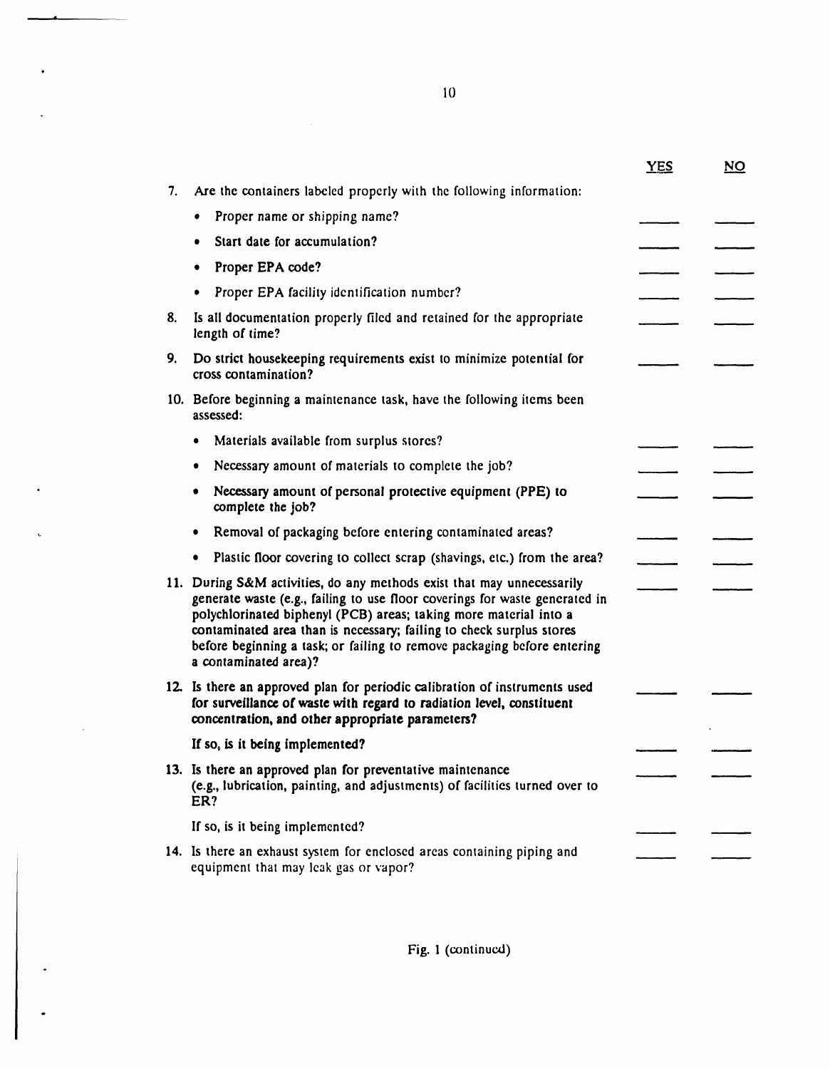| | YES | NO |
|---|---|---|
| 7. Are the containers labeled properly with the following information: | | |
| • Proper name or shipping name? | \_\_\_\_ | \_\_\_\_ |
| • Start date for accumulation? | \_\_\_\_ | \_\_\_\_ |
| • Proper EPA code? | \_\_\_\_ | \_\_\_\_ |
| • Proper EPA facility identification number? | \_\_\_\_ | \_\_\_\_ |
| 8. Is all documentation properly filed and retained for the appropriate length of time? | \_\_\_\_ | \_\_\_\_ |
| 9. Do strict housekeeping requirements exist to minimize potential for cross contamination? | \_\_\_\_ | \_\_\_\_ |
| 10. Before beginning a maintenance task, have the following items been assessed: | | |
| • Materials available from surplus stores? | \_\_\_\_ | \_\_\_\_ |
| • Necessary amount of materials to complete the job? | \_\_\_\_ | \_\_\_\_ |
| • Necessary amount of personal protective equipment (PPE) to complete the job? | \_\_\_\_ | \_\_\_\_ |
| • Removal of packaging before entering contaminated areas? | \_\_\_\_ | \_\_\_\_ |
| • Plastic floor covering to collect scrap (shavings, etc.) from the area? | \_\_\_\_ | \_\_\_\_ |
| 11. During S&M activities, do any methods exist that may unnecessarily generate waste (e.g., failing to use floor coverings for waste generated in polychlorinated biphenyl (PCB) areas; taking more material into a contaminated area than is necessary; failing to check surplus stores before beginning a task; or failing to remove packaging before entering a contaminated area)? | \_\_\_\_ | \_\_\_\_ |
| 12. Is there an approved plan for periodic calibration of instruments used for surveillance of waste with regard to radiation level, constituent concentration, and other appropriate parameters? | \_\_\_\_ | \_\_\_\_ |
| If so, is it being implemented? | \_\_\_\_ | \_\_\_\_ |
| 13. Is there an approved plan for preventative maintenance (e.g., lubrication, painting, and adjustments) of facilities turned over to ER? | \_\_\_\_ | \_\_\_\_ |
| If so, is it being implemented? | \_\_\_\_ | \_\_\_\_ |
| 14. Is there an exhaust system for enclosed areas containing piping and equipment that may leak gas or vapor? | \_\_\_\_ | \_\_\_\_ |

Fig. 1 (continued)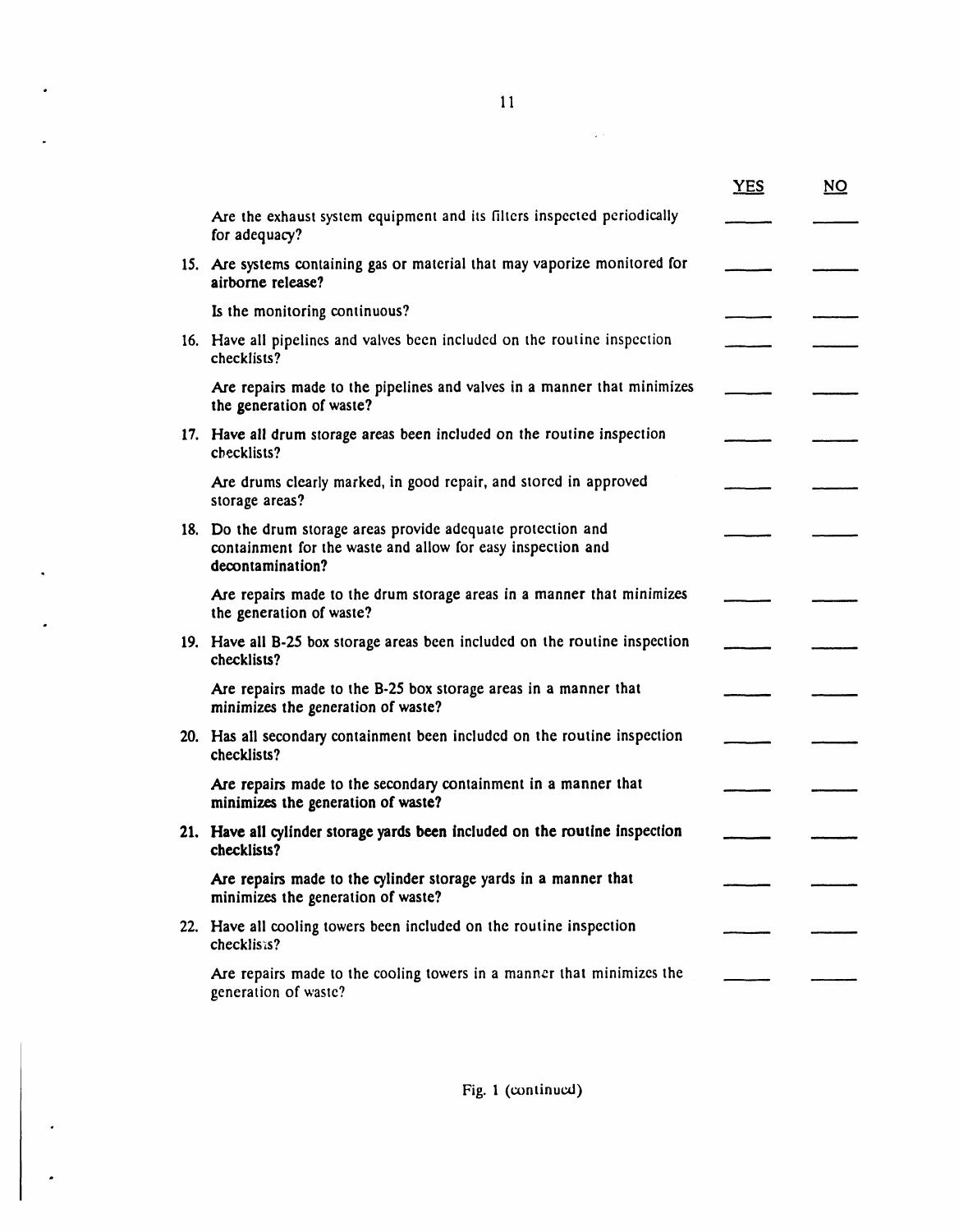| | YES | NO |
|---|---|---|
| Are the exhaust system equipment and its filters inspected periodically for adequacy? | \_\_\_\_ | \_\_\_\_ |
| 15. Are systems containing gas or material that may vaporize monitored for airborne release? | \_\_\_\_ | \_\_\_\_ |
| Is the monitoring continuous? | \_\_\_\_ | \_\_\_\_ |
| 16. Have all pipelines and valves been included on the routine inspection checklists? | \_\_\_\_ | \_\_\_\_ |
| Are repairs made to the pipelines and valves in a manner that minimizes the generation of waste? | \_\_\_\_ | \_\_\_\_ |
| 17. Have all drum storage areas been included on the routine inspection checklists? | \_\_\_\_ | \_\_\_\_ |
| Are drums clearly marked, in good repair, and stored in approved storage areas? | \_\_\_\_ | \_\_\_\_ |
| 18. Do the drum storage areas provide adequate protection and containment for the waste and allow for easy inspection and decontamination? | \_\_\_\_ | \_\_\_\_ |
| Are repairs made to the drum storage areas in a manner that minimizes the generation of waste? | \_\_\_\_ | \_\_\_\_ |
| 19. Have all B-25 box storage areas been included on the routine inspection checklists? | \_\_\_\_ | \_\_\_\_ |
| Are repairs made to the B-25 box storage areas in a manner that minimizes the generation of waste? | \_\_\_\_ | \_\_\_\_ |
| 20. Has all secondary containment been included on the routine inspection checklists? | \_\_\_\_ | \_\_\_\_ |
| Are repairs made to the secondary containment in a manner that minimizes the generation of waste? | \_\_\_\_ | \_\_\_\_ |
| 21. Have all cylinder storage yards been included on the routine inspection checklists? | \_\_\_\_ | \_\_\_\_ |
| Are repairs made to the cylinder storage yards in a manner that minimizes the generation of waste? | \_\_\_\_ | \_\_\_\_ |
| 22. Have all cooling towers been included on the routine inspection checklists? | \_\_\_\_ | \_\_\_\_ |
| Are repairs made to the cooling towers in a manner that minimizes the generation of waste? | \_\_\_\_ | \_\_\_\_ |

Fig. 1 (continued)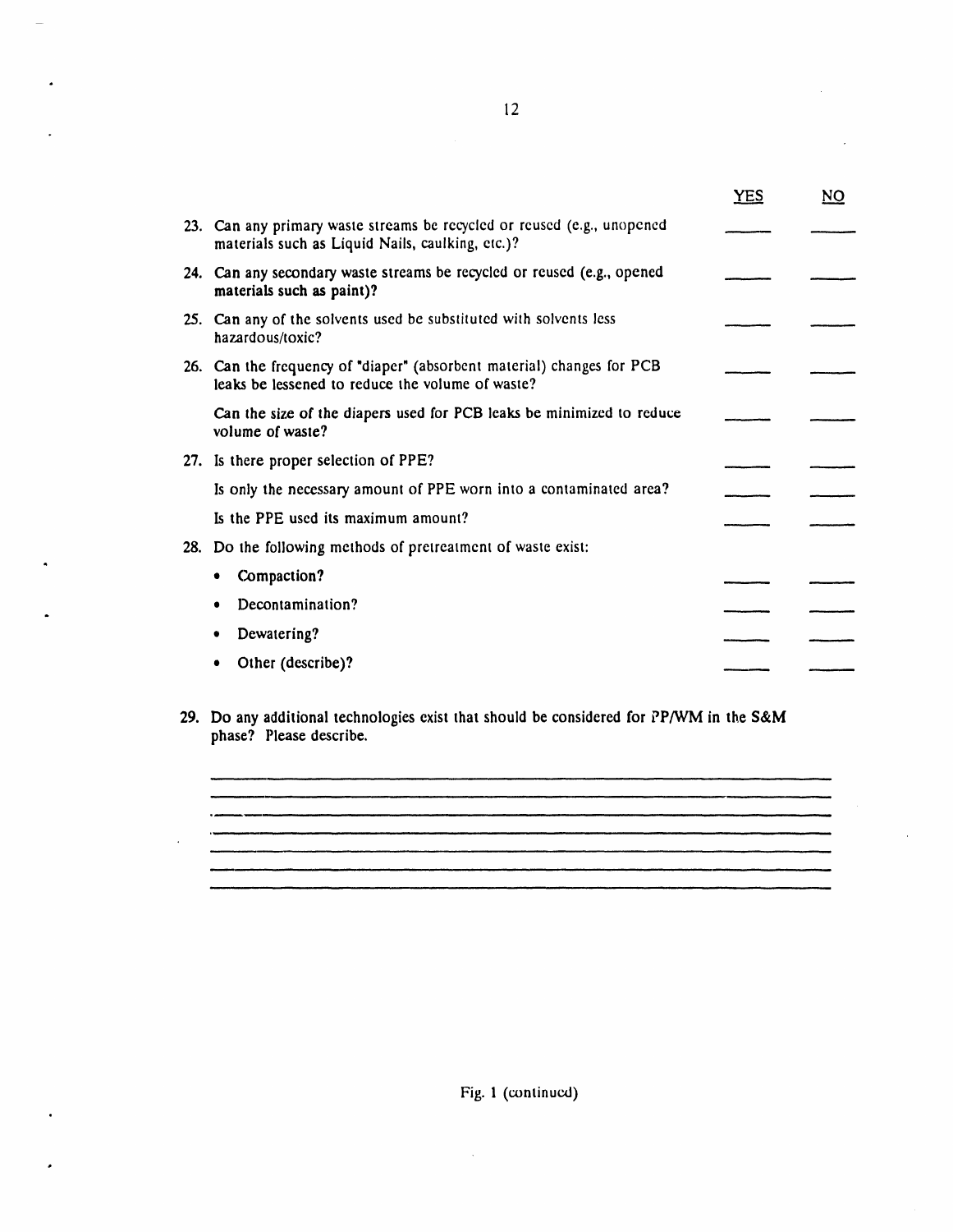| | YES | NO |
|---|---|---|
| 23. Can any primary waste streams be recycled or reused (e.g., unopened materials such as Liquid Nails, caulking, etc.)? | \_\_\_\_ | \_\_\_\_ |
| 24. Can any secondary waste streams be recycled or reused (e.g., opened materials such as paint)? | \_\_\_\_ | \_\_\_\_ |
| 25. Can any of the solvents used be substituted with solvents less hazardous/toxic? | \_\_\_\_ | \_\_\_\_ |
| 26. Can the frequency of "diaper" (absorbent material) changes for PCB leaks be lessened to reduce the volume of waste? | \_\_\_\_ | \_\_\_\_ |
| Can the size of the diapers used for PCB leaks be minimized to reduce volume of waste? | \_\_\_\_ | \_\_\_\_ |
| 27. Is there proper selection of PPE? | \_\_\_\_ | \_\_\_\_ |
| Is only the necessary amount of PPE worn into a contaminated area? | \_\_\_\_ | \_\_\_\_ |
| Is the PPE used its maximum amount? | \_\_\_\_ | \_\_\_\_ |
| 28. Do the following methods of pretreatment of waste exist: | | |
| • Compaction? | \_\_\_\_ | \_\_\_\_ |
| • Decontamination? | \_\_\_\_ | \_\_\_\_ |
| • Dewatering? | \_\_\_\_ | \_\_\_\_ |
| • Other (describe)? | \_\_\_\_ | \_\_\_\_ |

29. Do any additional technologies exist that should be considered for PP/WM in the S&M phase? Please describe.

\_\_\_\_\_\_\_\_\_\_\_\_\_\_\_\_\_\_\_\_\_\_\_\_\_\_\_\_\_\_\_\_\_\_\_\_\_\_\_\_\_\_\_\_\_\_\_\_\_\_\_\_\_\_\_\_\_\_\_\_

\_\_\_\_\_\_\_\_\_\_\_\_\_\_\_\_\_\_\_\_\_\_\_\_\_\_\_\_\_\_\_\_\_\_\_\_\_\_\_\_\_\_\_\_\_\_\_\_\_\_\_\_\_\_\_\_\_\_\_\_

\_\_\_\_\_\_\_\_\_\_\_\_\_\_\_\_\_\_\_\_\_\_\_\_\_\_\_\_\_\_\_\_\_\_\_\_\_\_\_\_\_\_\_\_\_\_\_\_\_\_\_\_\_\_\_\_\_\_\_\_

\_\_\_\_\_\_\_\_\_\_\_\_\_\_\_\_\_\_\_\_\_\_\_\_\_\_\_\_\_\_\_\_\_\_\_\_\_\_\_\_\_\_\_\_\_\_\_\_\_\_\_\_\_\_\_\_\_\_\_\_

\_\_\_\_\_\_\_\_\_\_\_\_\_\_\_\_\_\_\_\_\_\_\_\_\_\_\_\_\_\_\_\_\_\_\_\_\_\_\_\_\_\_\_\_\_\_\_\_\_\_\_\_\_\_\_\_\_\_\_\_

\_\_\_\_\_\_\_\_\_\_\_\_\_\_\_\_\_\_\_\_\_\_\_\_\_\_\_\_\_\_\_\_\_\_\_\_\_\_\_\_\_\_\_\_\_\_\_\_\_\_\_\_\_\_\_\_\_\_\_\_

\_\_\_\_\_\_\_\_\_\_\_\_\_\_\_\_\_\_\_\_\_\_\_\_\_\_\_\_\_\_\_\_\_\_\_\_\_\_\_\_\_\_\_\_\_\_\_\_\_\_\_\_\_\_\_\_\_\_\_\_

Fig. 1 (continued)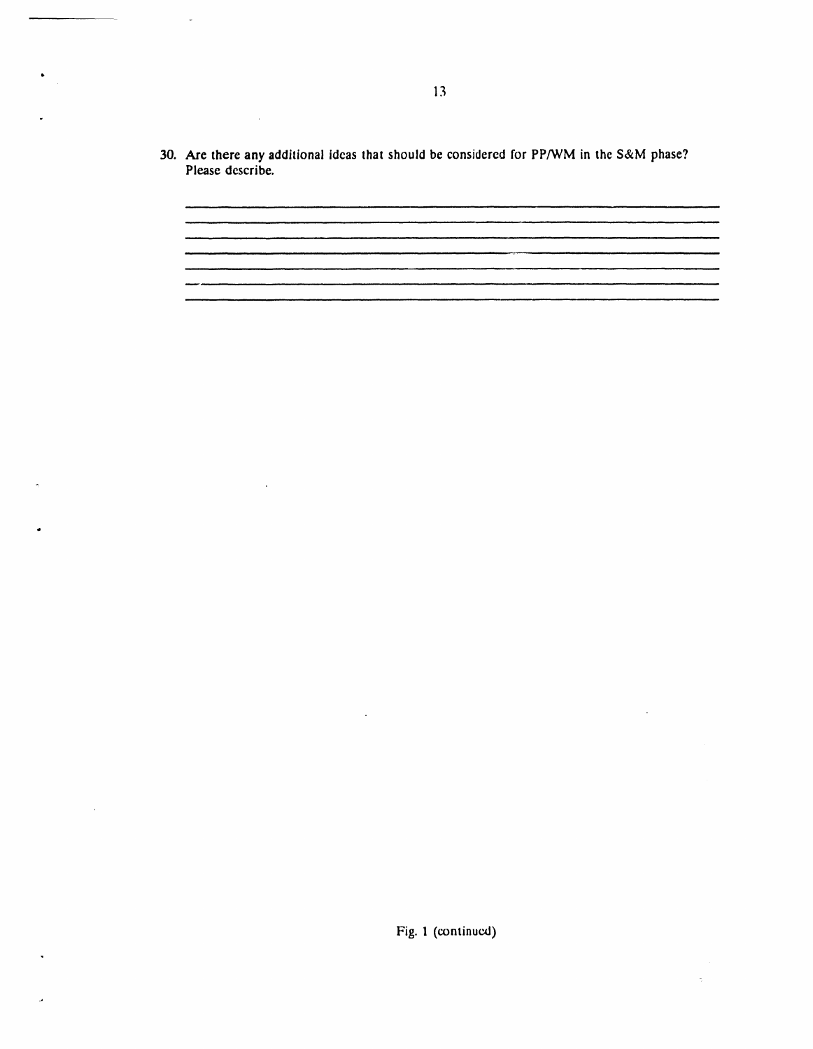30. Are there any additional ideas that should be considered for PP/WM in the S&M phase? Please describe.

\_\_\_\_\_\_\_\_\_\_\_\_\_\_\_\_\_\_\_\_\_\_\_\_\_\_\_\_\_\_\_\_\_\_\_\_\_\_\_\_\_\_\_\_\_\_\_\_\_\_\_\_\_\_\_\_\_\_\_\_

\_\_\_\_\_\_\_\_\_\_\_\_\_\_\_\_\_\_\_\_\_\_\_\_\_\_\_\_\_\_\_\_\_\_\_\_\_\_\_\_\_\_\_\_\_\_\_\_\_\_\_\_\_\_\_\_\_\_\_\_

\_\_\_\_\_\_\_\_\_\_\_\_\_\_\_\_\_\_\_\_\_\_\_\_\_\_\_\_\_\_\_\_\_\_\_\_\_\_\_\_\_\_\_\_\_\_\_\_\_\_\_\_\_\_\_\_\_\_\_\_

\_\_\_\_\_\_\_\_\_\_\_\_\_\_\_\_\_\_\_\_\_\_\_\_\_\_\_\_\_\_\_\_\_\_\_\_\_\_\_\_\_\_\_\_\_\_\_\_\_\_\_\_\_\_\_\_\_\_\_\_

\_\_\_\_\_\_\_\_\_\_\_\_\_\_\_\_\_\_\_\_\_\_\_\_\_\_\_\_\_\_\_\_\_\_\_\_\_\_\_\_\_\_\_\_\_\_\_\_\_\_\_\_\_\_\_\_\_\_\_\_

\_\_\_\_\_\_\_\_\_\_\_\_\_\_\_\_\_\_\_\_\_\_\_\_\_\_\_\_\_\_\_\_\_\_\_\_\_\_\_\_\_\_\_\_\_\_\_\_\_\_\_\_\_\_\_\_\_\_\_\_

\_\_\_\_\_\_\_\_\_\_\_\_\_\_\_\_\_\_\_\_\_\_\_\_\_\_\_\_\_\_\_\_\_\_\_\_\_\_\_\_\_\_\_\_\_\_\_\_\_\_\_\_\_\_\_\_\_\_\_\_

Fig. 1 (continued)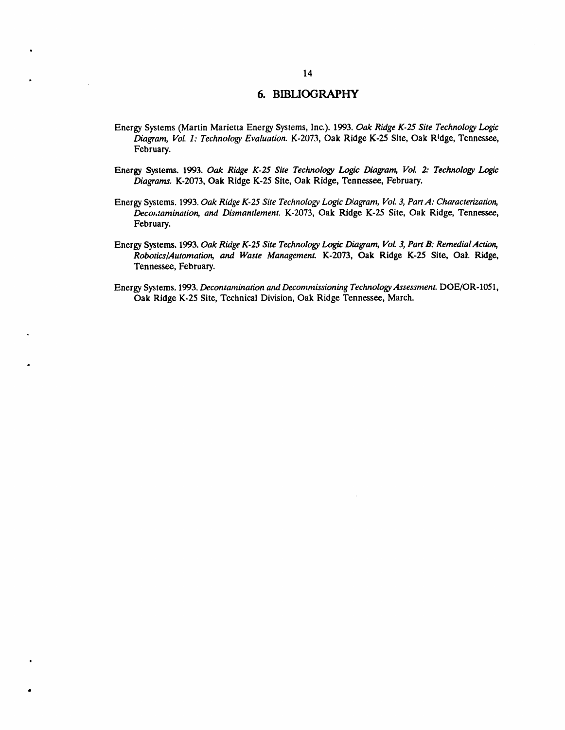# 6. BIBLIOGRAPHY

Energy Systems (Martin Marietta Energy Systems, Inc.). 1993. *Oak Ridge K-25 Site Technology Logic Diagram, Vol. 1: Technology Evaluation.* K-2073, Oak Ridge K-25 Site, Oak Ridge, Tennessee, February.

Energy Systems. 1993. *Oak Ridge K-25 Site Technology Logic Diagram, Vol. 2: Technology Logic Diagrams.* K-2073, Oak Ridge K-25 Site, Oak Ridge, Tennessee, February.

Energy Systems. 1993. *Oak Ridge K-25 Site Technology Logic Diagram, Vol. 3, Part A: Characterization, Decontamination, and Dismantlement.* K-2073, Oak Ridge K-25 Site, Oak Ridge, Tennessee, February.

Energy Systems. 1993. *Oak Ridge K-25 Site Technology Logic Diagram, Vol. 3, Part B: Remedial Action, Robotics/Automation, and Waste Management.* K-2073, Oak Ridge K-25 Site, Oak Ridge, Tennessee, February.

Energy Systems. 1993. *Decontamination and Decommissioning Technology Assessment.* DOE/OR-1051, Oak Ridge K-25 Site, Technical Division, Oak Ridge Tennessee, March.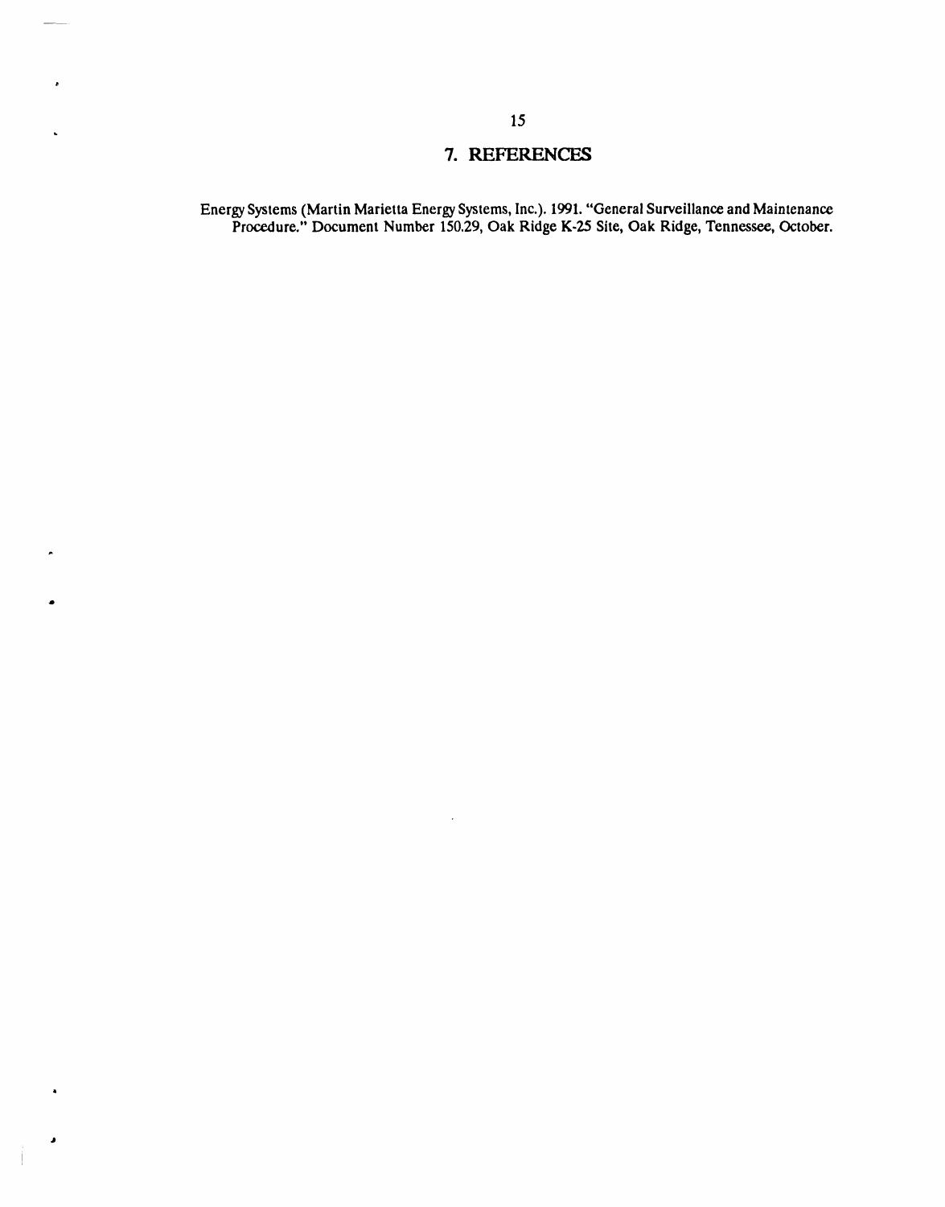# 7. REFERENCES

Energy Systems (Martin Marietta Energy Systems, Inc.). 1991. "General Surveillance and Maintenance Procedure." Document Number 150.29, Oak Ridge K-25 Site, Oak Ridge, Tennessee, October.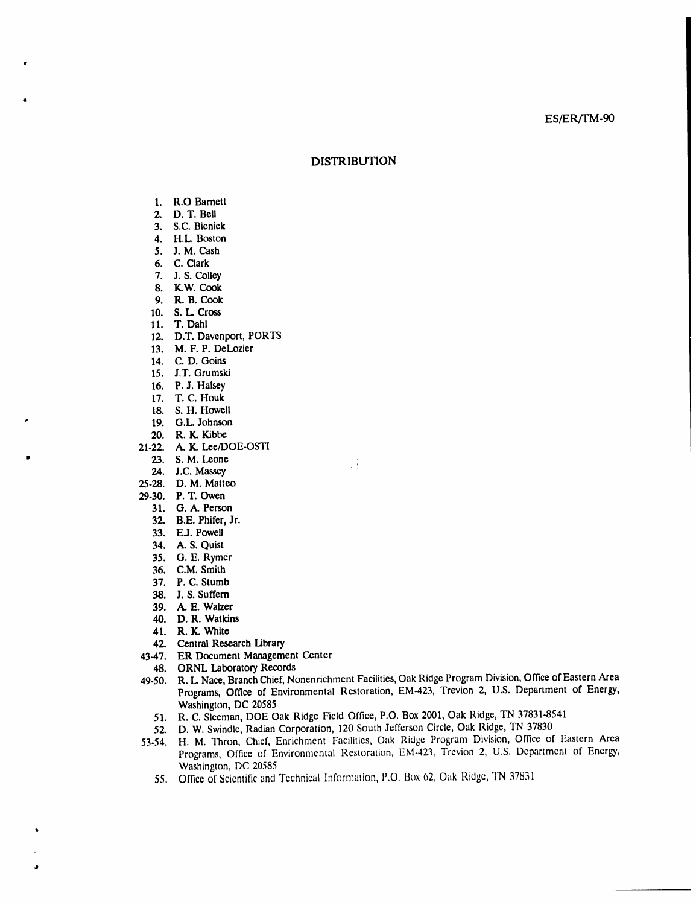ES/ER/TM-90

## DISTRIBUTION

1. R.O Barnett
2. D. T. Bell
3. S.C. Bieniek
4. H.L. Boston
5. J. M. Cash
6. C. Clark
7. J. S. Colley
8. K.W. Cook
9. R. B. Cook
10. S. L. Cross
11. T. Dahl
12. D.T. Davenport, PORTS
13. M. F. P. DeLozier
14. C. D. Goins
15. J.T. Grumski
16. P. J. Halsey
17. T. C. Houk
18. S. H. Howell
19. G.L. Johnson
20. R. K. Kibbe

21-22. A. K. Lee/DOE-OSTI

23. S. M. Leone
24. J.C. Massey

25-28. D. M. Matteo

29-30. P. T. Owen

31. G. A. Person
32. B.E. Phifer, Jr.
33. E.J. Powell
34. A. S. Quist
35. G. E. Rymer
36. C.M. Smith
37. P. C. Stumb
38. J. S. Suffern
39. A. E. Walzer
40. D. R. Watkins
41. R. K. White
42. Central Research Library

43-47. ER Document Management Center

48. ORNL Laboratory Records

49-50. R. L. Nace, Branch Chief, Nonenrichment Facilities, Oak Ridge Program Division, Office of Eastern Area Programs, Office of Environmental Restoration, EM-423, Trevion 2, U.S. Department of Energy, Washington, DC 20585

51. R. C. Sleeman, DOE Oak Ridge Field Office, P.O. Box 2001, Oak Ridge, TN 37831-8541
52. D. W. Swindle, Radian Corporation, 120 South Jefferson Circle, Oak Ridge, TN 37830

53-54. H. M. Thron, Chief, Enrichment Facilities, Oak Ridge Program Division, Office of Eastern Area Programs, Office of Environmental Restoration, EM-423, Trevion 2, U.S. Department of Energy, Washington, DC 20585

55. Office of Scientific and Technical Information, P.O. Box 62, Oak Ridge, TN 37831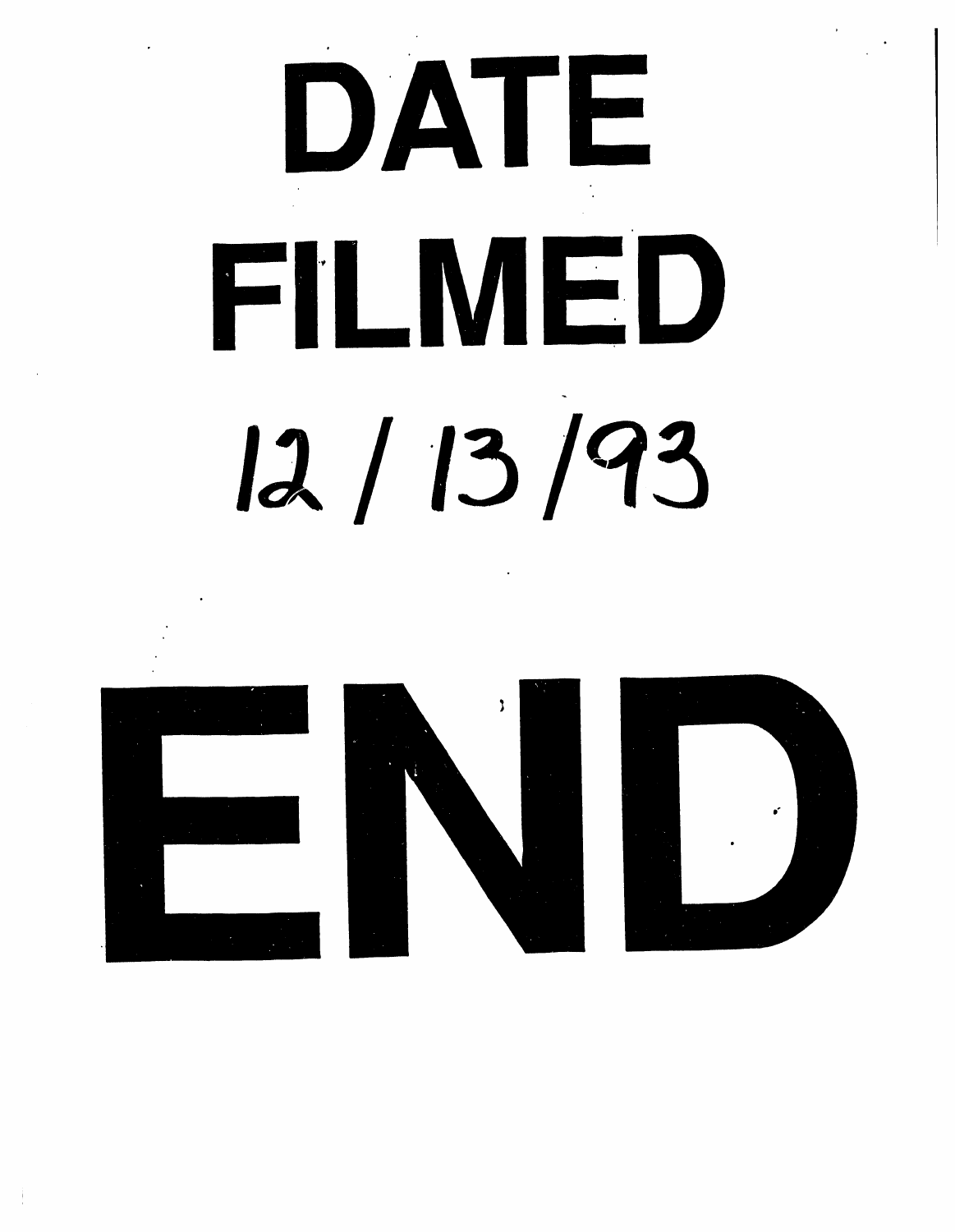# DATE
# FILMED
12 / 13 / 93

# END